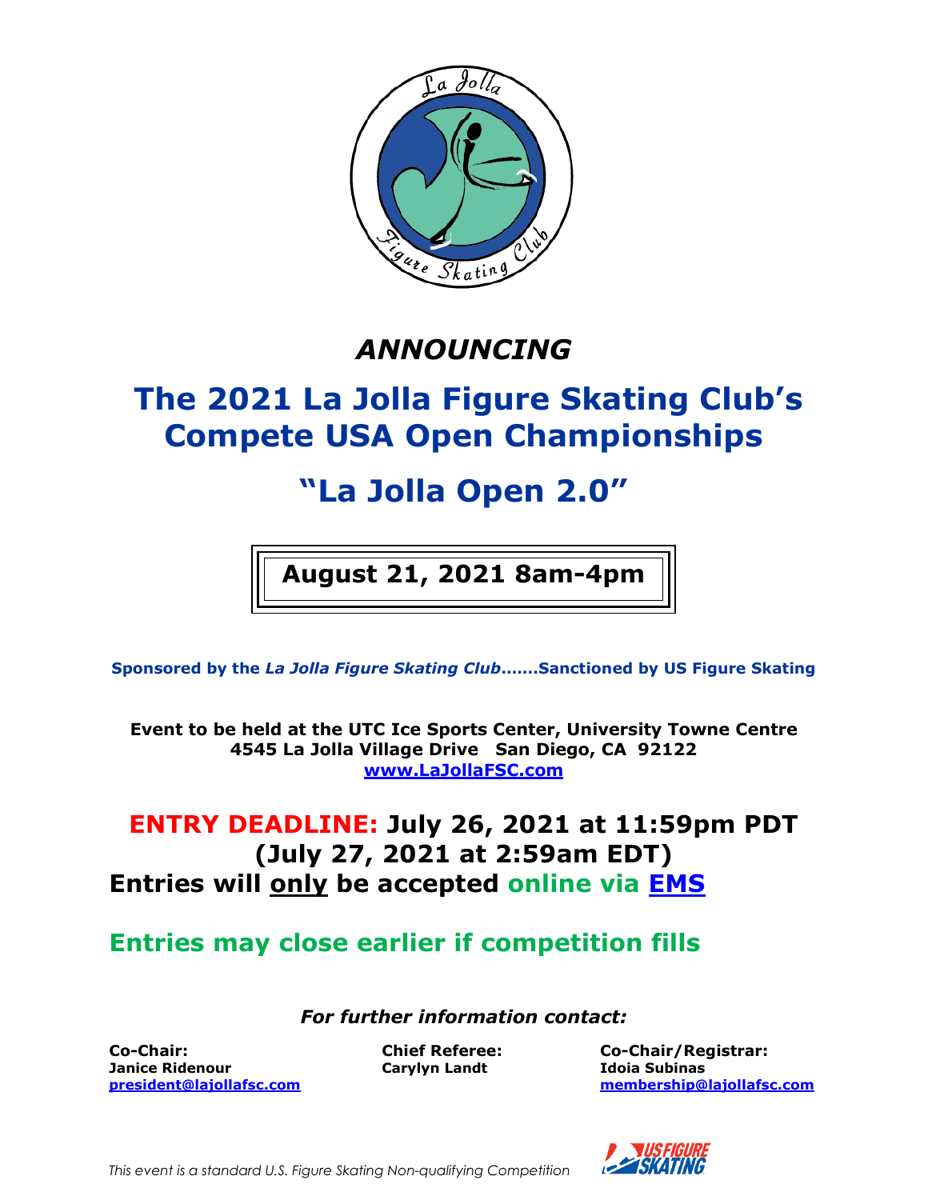*ANNOUNCING*

# The 2021 La Jolla Figure Skating Club's Compete USA Open Championships

# "La Jolla Open 2.0"

**August 21, 2021 8am-4pm**

**Sponsored by the *La Jolla Figure Skating Club*…….Sanctioned by US Figure Skating**

**Event to be held at the UTC Ice Sports Center, University Towne Centre**
**4545 La Jolla Village Drive San Diego, CA 92122**
**www.LaJollaFSC.com**

## ENTRY DEADLINE: July 26, 2021 at 11:59pm PDT (July 27, 2021 at 2:59am EDT)

## Entries will only be accepted online via EMS

## Entries may close earlier if competition fills

***For further information contact:***

**Co-Chair:**
**Janice Ridenour**
**president@lajollafsc.com**

**Chief Referee:**
**Carylyn Landt**

**Co-Chair/Registrar:**
**Idoia Subinas**
**membership@lajollafsc.com**

*This event is a standard U.S. Figure Skating Non-qualifying Competition*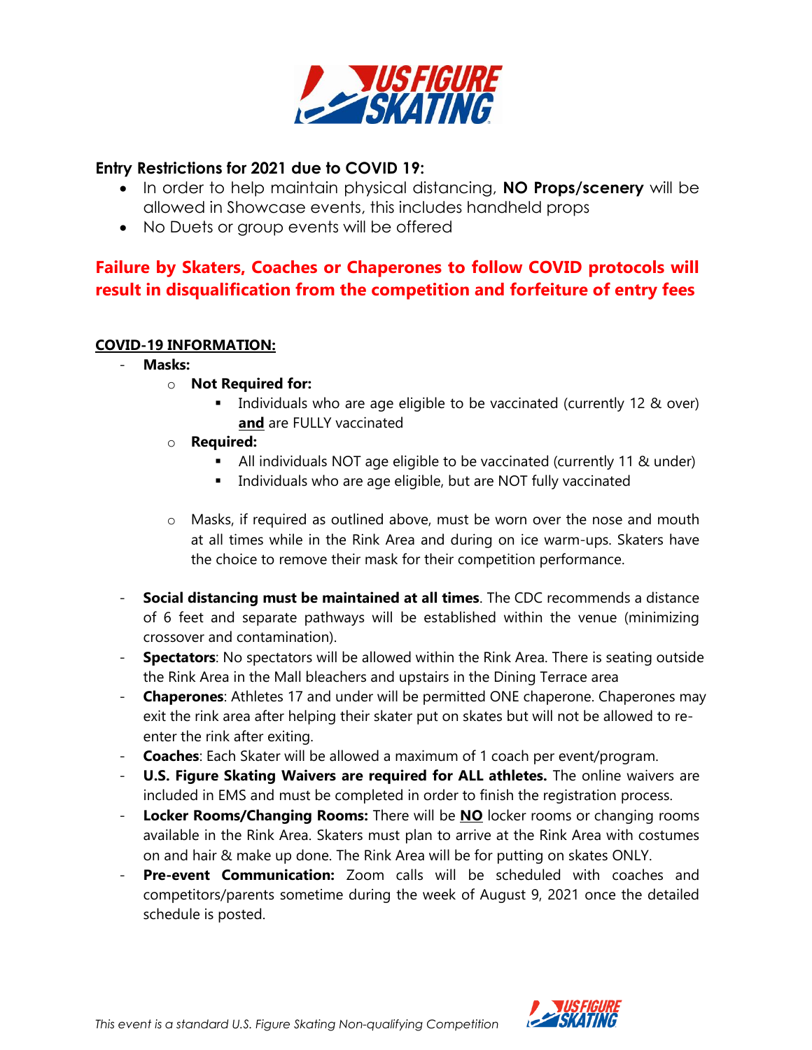**Entry Restrictions for 2021 due to COVID 19:**

- In order to help maintain physical distancing, **NO Props/scenery** will be allowed in Showcase events, this includes handheld props
- No Duets or group events will be offered

**Failure by Skaters, Coaches or Chaperones to follow COVID protocols will result in disqualification from the competition and forfeiture of entry fees**

**COVID-19 INFORMATION:**

- **Masks:**
  - **Not Required for:**
    - Individuals who are age eligible to be vaccinated (currently 12 & over) **and** are FULLY vaccinated
  - **Required:**
    - All individuals NOT age eligible to be vaccinated (currently 11 & under)
    - Individuals who are age eligible, but are NOT fully vaccinated
  - Masks, if required as outlined above, must be worn over the nose and mouth at all times while in the Rink Area and during on ice warm-ups. Skaters have the choice to remove their mask for their competition performance.
- **Social distancing must be maintained at all times**. The CDC recommends a distance of 6 feet and separate pathways will be established within the venue (minimizing crossover and contamination).
- **Spectators**: No spectators will be allowed within the Rink Area. There is seating outside the Rink Area in the Mall bleachers and upstairs in the Dining Terrace area
- **Chaperones**: Athletes 17 and under will be permitted ONE chaperone. Chaperones may exit the rink area after helping their skater put on skates but will not be allowed to re-enter the rink after exiting.
- **Coaches**: Each Skater will be allowed a maximum of 1 coach per event/program.
- **U.S. Figure Skating Waivers are required for ALL athletes.** The online waivers are included in EMS and must be completed in order to finish the registration process.
- **Locker Rooms/Changing Rooms:** There will be **NO** locker rooms or changing rooms available in the Rink Area. Skaters must plan to arrive at the Rink Area with costumes on and hair & make up done. The Rink Area will be for putting on skates ONLY.
- **Pre-event Communication:** Zoom calls will be scheduled with coaches and competitors/parents sometime during the week of August 9, 2021 once the detailed schedule is posted.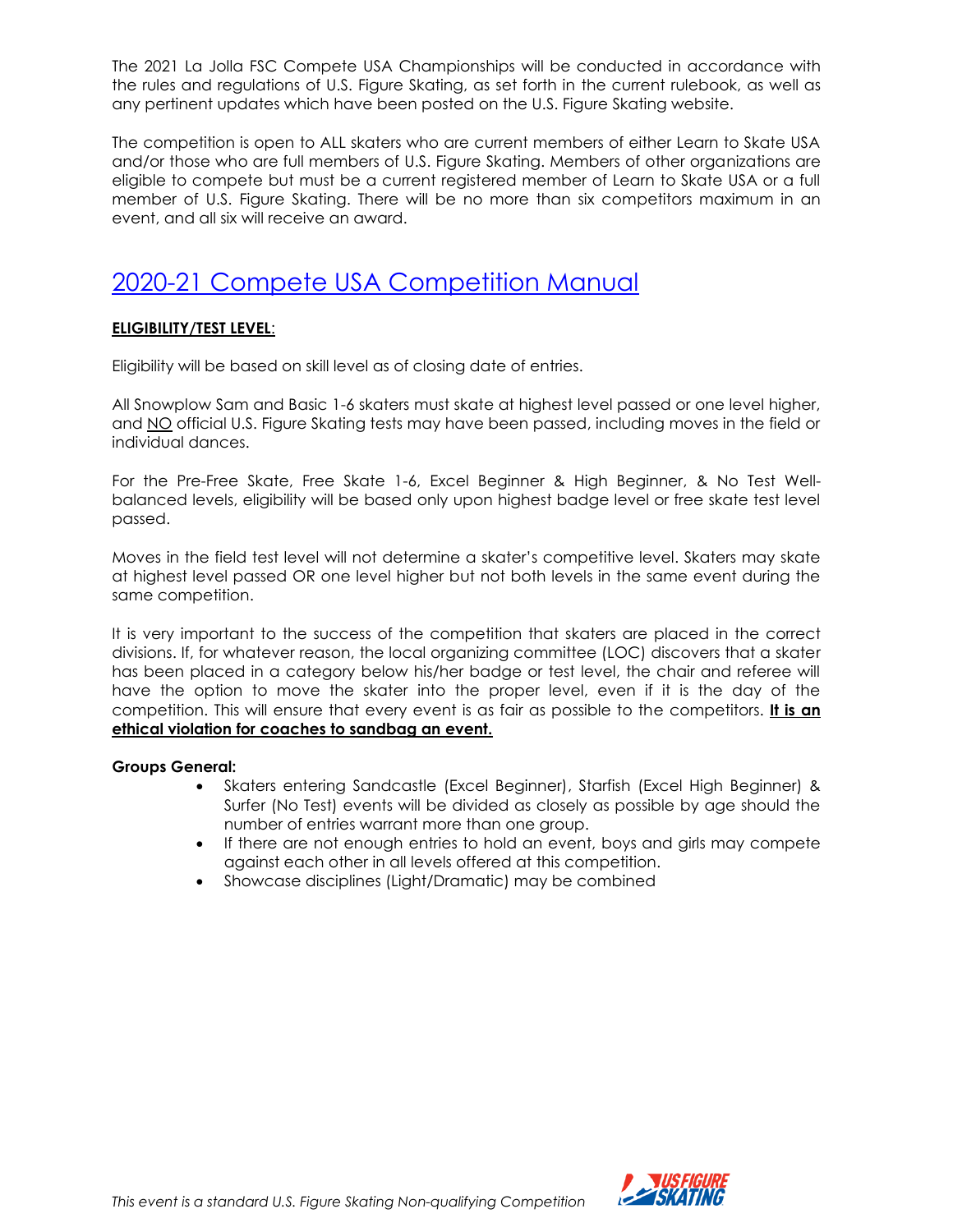The 2021 La Jolla FSC Compete USA Championships will be conducted in accordance with the rules and regulations of U.S. Figure Skating, as set forth in the current rulebook, as well as any pertinent updates which have been posted on the U.S. Figure Skating website.

The competition is open to ALL skaters who are current members of either Learn to Skate USA and/or those who are full members of U.S. Figure Skating. Members of other organizations are eligible to compete but must be a current registered member of Learn to Skate USA or a full member of U.S. Figure Skating. There will be no more than six competitors maximum in an event, and all six will receive an award.

# 2020-21 Compete USA Competition Manual

**ELIGIBILITY/TEST LEVEL**:

Eligibility will be based on skill level as of closing date of entries.

All Snowplow Sam and Basic 1-6 skaters must skate at highest level passed or one level higher, and NO official U.S. Figure Skating tests may have been passed, including moves in the field or individual dances.

For the Pre-Free Skate, Free Skate 1-6, Excel Beginner & High Beginner, & No Test Well-balanced levels, eligibility will be based only upon highest badge level or free skate test level passed.

Moves in the field test level will not determine a skater's competitive level. Skaters may skate at highest level passed OR one level higher but not both levels in the same event during the same competition.

It is very important to the success of the competition that skaters are placed in the correct divisions. If, for whatever reason, the local organizing committee (LOC) discovers that a skater has been placed in a category below his/her badge or test level, the chair and referee will have the option to move the skater into the proper level, even if it is the day of the competition. This will ensure that every event is as fair as possible to the competitors. **It is an ethical violation for coaches to sandbag an event.**

**Groups General:**

- Skaters entering Sandcastle (Excel Beginner), Starfish (Excel High Beginner) & Surfer (No Test) events will be divided as closely as possible by age should the number of entries warrant more than one group.
- If there are not enough entries to hold an event, boys and girls may compete against each other in all levels offered at this competition.
- Showcase disciplines (Light/Dramatic) may be combined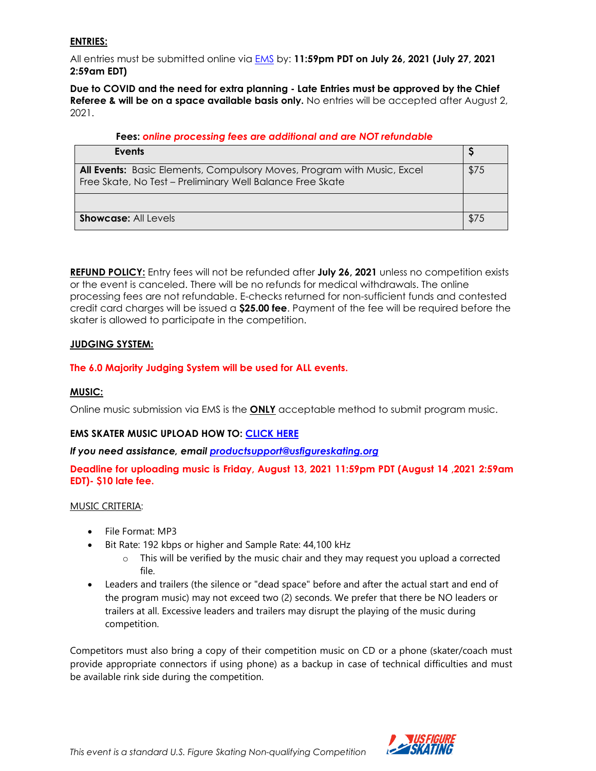**ENTRIES:**

All entries must be submitted online via EMS by: **11:59pm PDT on July 26, 2021 (July 27, 2021 2:59am EDT)**

**Due to COVID and the need for extra planning - Late Entries must be approved by the Chief Referee & will be on a space available basis only.** No entries will be accepted after August 2, 2021.

**Fees:** ***online processing fees are additional and are NOT refundable***

| Events | $ |
|---|---|
| **All Events:** Basic Elements, Compulsory Moves, Program with Music, Excel Free Skate, No Test – Preliminary Well Balance Free Skate | $75 |
| | |
| **Showcase:** All Levels | $75 |

**REFUND POLICY:** Entry fees will not be refunded after **July 26, 2021** unless no competition exists or the event is canceled. There will be no refunds for medical withdrawals. The online processing fees are not refundable. E-checks returned for non-sufficient funds and contested credit card charges will be issued a **$25.00 fee**. Payment of the fee will be required before the skater is allowed to participate in the competition.

**JUDGING SYSTEM:**

**The 6.0 Majority Judging System will be used for ALL events.**

**MUSIC:**

Online music submission via EMS is the **ONLY** acceptable method to submit program music.

**EMS SKATER MUSIC UPLOAD HOW TO: CLICK HERE**

***If you need assistance, email productsupport@usfigureskating.org***

**Deadline for uploading music is Friday, August 13, 2021 11:59pm PDT (August 14 ,2021 2:59am EDT)- $10 late fee.**

MUSIC CRITERIA:

- File Format: MP3
- Bit Rate: 192 kbps or higher and Sample Rate: 44,100 kHz
  - This will be verified by the music chair and they may request you upload a corrected file.
- Leaders and trailers (the silence or "dead space" before and after the actual start and end of the program music) may not exceed two (2) seconds. We prefer that there be NO leaders or trailers at all. Excessive leaders and trailers may disrupt the playing of the music during competition.

Competitors must also bring a copy of their competition music on CD or a phone (skater/coach must provide appropriate connectors if using phone) as a backup in case of technical difficulties and must be available rink side during the competition.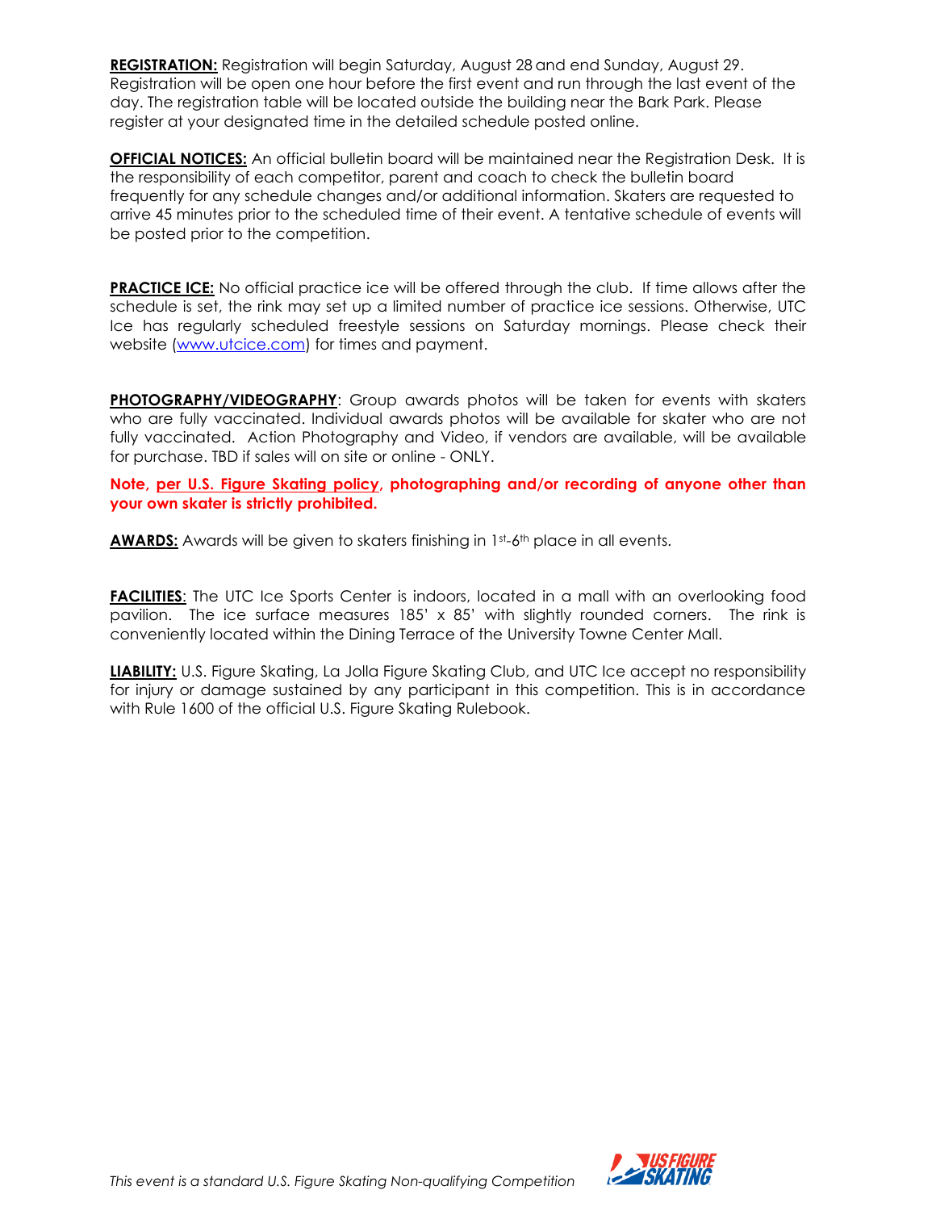**REGISTRATION:** Registration will begin Saturday, August 28 and end Sunday, August 29. Registration will be open one hour before the first event and run through the last event of the day. The registration table will be located outside the building near the Bark Park. Please register at your designated time in the detailed schedule posted online.

**OFFICIAL NOTICES:** An official bulletin board will be maintained near the Registration Desk. It is the responsibility of each competitor, parent and coach to check the bulletin board frequently for any schedule changes and/or additional information. Skaters are requested to arrive 45 minutes prior to the scheduled time of their event. A tentative schedule of events will be posted prior to the competition.

**PRACTICE ICE:** No official practice ice will be offered through the club. If time allows after the schedule is set, the rink may set up a limited number of practice ice sessions. Otherwise, UTC Ice has regularly scheduled freestyle sessions on Saturday mornings. Please check their website (www.utcice.com) for times and payment.

**PHOTOGRAPHY/VIDEOGRAPHY**: Group awards photos will be taken for events with skaters who are fully vaccinated. Individual awards photos will be available for skater who are not fully vaccinated. Action Photography and Video, if vendors are available, will be available for purchase. TBD if sales will on site or online - ONLY.

**Note, per U.S. Figure Skating policy, photographing and/or recording of anyone other than your own skater is strictly prohibited.**

**AWARDS:** Awards will be given to skaters finishing in 1st-6th place in all events.

**FACILITIES**: The UTC Ice Sports Center is indoors, located in a mall with an overlooking food pavilion. The ice surface measures 185' x 85' with slightly rounded corners. The rink is conveniently located within the Dining Terrace of the University Towne Center Mall.

**LIABILITY:** U.S. Figure Skating, La Jolla Figure Skating Club, and UTC Ice accept no responsibility for injury or damage sustained by any participant in this competition. This is in accordance with Rule 1600 of the official U.S. Figure Skating Rulebook.

*This event is a standard U.S. Figure Skating Non-qualifying Competition*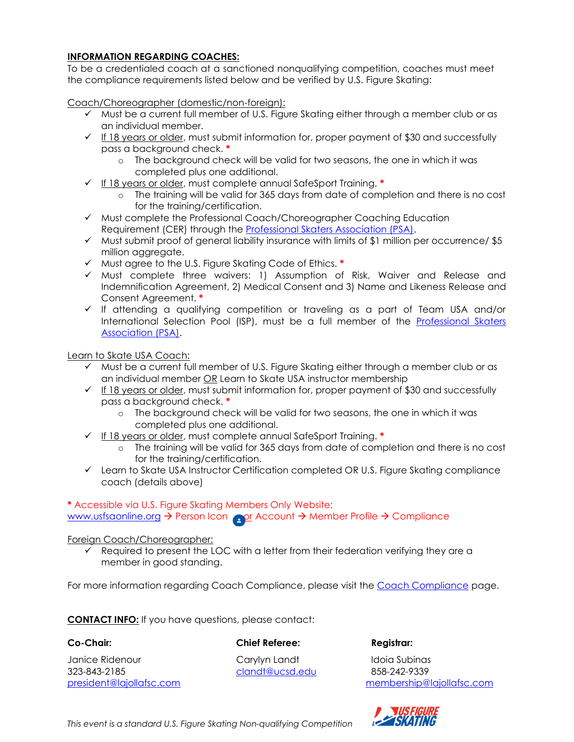**INFORMATION REGARDING COACHES:**
To be a credentialed coach at a sanctioned nonqualifying competition, coaches must meet the compliance requirements listed below and be verified by U.S. Figure Skating:

Coach/Choreographer (domestic/non-foreign):

- ✓ Must be a current full member of U.S. Figure Skating either through a member club or as an individual member.
- ✓ If 18 years or older, must submit information for, proper payment of $30 and successfully pass a background check. *
  - The background check will be valid for two seasons, the one in which it was completed plus one additional.
- ✓ If 18 years or older, must complete annual SafeSport Training. *
  - The training will be valid for 365 days from date of completion and there is no cost for the training/certification.
- ✓ Must complete the Professional Coach/Choreographer Coaching Education Requirement (CER) through the Professional Skaters Association (PSA).
- ✓ Must submit proof of general liability insurance with limits of $1 million per occurrence/ $5 million aggregate.
- ✓ Must agree to the U.S. Figure Skating Code of Ethics. *
- ✓ Must complete three waivers: 1) Assumption of Risk, Waiver and Release and Indemnification Agreement, 2) Medical Consent and 3) Name and Likeness Release and Consent Agreement. *
- ✓ If attending a qualifying competition or traveling as a part of Team USA and/or International Selection Pool (ISP), must be a full member of the Professional Skaters Association (PSA).

Learn to Skate USA Coach:

- ✓ Must be a current full member of U.S. Figure Skating either through a member club or as an individual member OR Learn to Skate USA instructor membership
- ✓ If 18 years or older, must submit information for, proper payment of $30 and successfully pass a background check. *
  - The background check will be valid for two seasons, the one in which it was completed plus one additional.
- ✓ If 18 years or older, must complete annual SafeSport Training. *
  - The training will be valid for 365 days from date of completion and there is no cost for the training/certification.
- ✓ Learn to Skate USA Instructor Certification completed OR U.S. Figure Skating compliance coach (details above)

\* Accessible via U.S. Figure Skating Members Only Website:
www.usfsaonline.org → Person Icon or Account → Member Profile → Compliance

Foreign Coach/Choreographer:

- ✓ Required to present the LOC with a letter from their federation verifying they are a member in good standing.

For more information regarding Coach Compliance, please visit the Coach Compliance page.

**CONTACT INFO:** If you have questions, please contact:

**Co-Chair:**
Janice Ridenour
323-843-2185
president@lajollafsc.com

**Chief Referee:**
Carylyn Landt
clandt@ucsd.edu

**Registrar:**
Idoia Subinas
858-242-9339
membership@lajollafsc.com

*This event is a standard U.S. Figure Skating Non-qualifying Competition*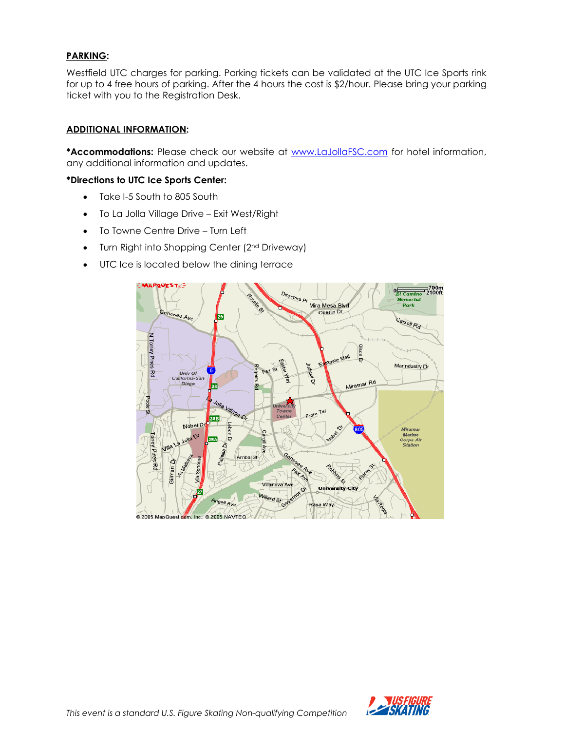**PARKING:**

Westfield UTC charges for parking. Parking tickets can be validated at the UTC Ice Sports rink for up to 4 free hours of parking. After the 4 hours the cost is $2/hour. Please bring your parking ticket with you to the Registration Desk.

**ADDITIONAL INFORMATION:**

***Accommodations:** Please check our website at www.LaJollaFSC.com for hotel information, any additional information and updates.

***Directions to UTC Ice Sports Center:**

- Take I-5 South to 805 South
- To La Jolla Village Drive – Exit West/Right
- To Towne Centre Drive – Turn Left
- Turn Right into Shopping Center (2nd Driveway)
- UTC Ice is located below the dining terrace

*This event is a standard U.S. Figure Skating Non-qualifying Competition*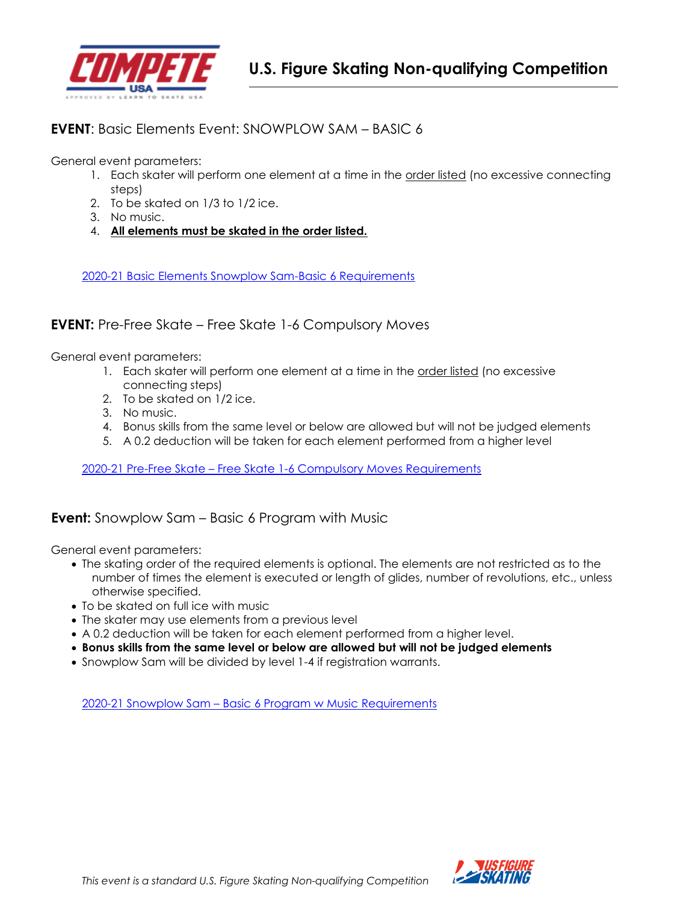## U.S. Figure Skating Non-qualifying Competition

**EVENT**: Basic Elements Event: SNOWPLOW SAM – BASIC 6

General event parameters:

1. Each skater will perform one element at a time in the order listed (no excessive connecting steps)
2. To be skated on 1/3 to 1/2 ice.
3. No music.
4. **All elements must be skated in the order listed.**

2020-21 Basic Elements Snowplow Sam-Basic 6 Requirements

**EVENT:** Pre-Free Skate – Free Skate 1-6 Compulsory Moves

General event parameters:

1. Each skater will perform one element at a time in the order listed (no excessive connecting steps)
2. To be skated on 1/2 ice.
3. No music.
4. Bonus skills from the same level or below are allowed but will not be judged elements
5. A 0.2 deduction will be taken for each element performed from a higher level

2020-21 Pre-Free Skate – Free Skate 1-6 Compulsory Moves Requirements

**Event:** Snowplow Sam – Basic 6 Program with Music

General event parameters:

- The skating order of the required elements is optional. The elements are not restricted as to the number of times the element is executed or length of glides, number of revolutions, etc., unless otherwise specified.
- To be skated on full ice with music
- The skater may use elements from a previous level
- A 0.2 deduction will be taken for each element performed from a higher level.
- **Bonus skills from the same level or below are allowed but will not be judged elements**
- Snowplow Sam will be divided by level 1-4 if registration warrants.

2020-21 Snowplow Sam – Basic 6 Program w Music Requirements

*This event is a standard U.S. Figure Skating Non-qualifying Competition*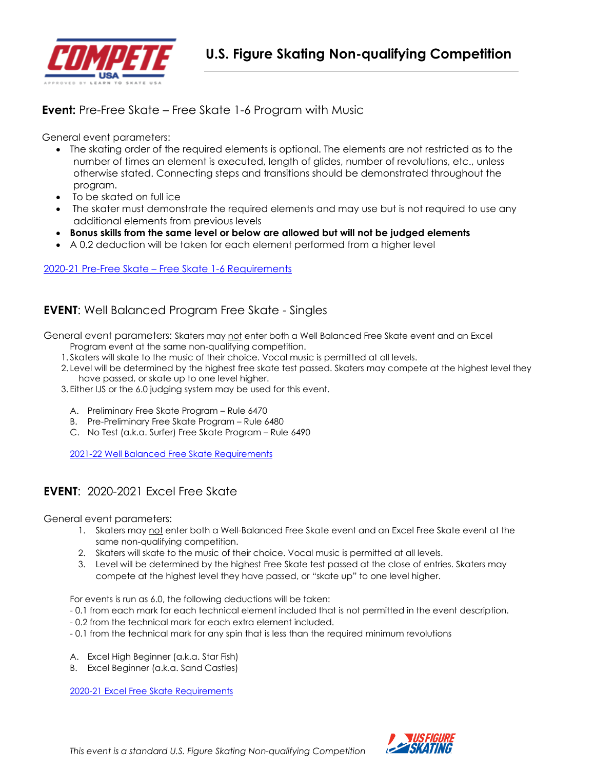# U.S. Figure Skating Non-qualifying Competition

**Event:** Pre-Free Skate – Free Skate 1-6 Program with Music

General event parameters:

- The skating order of the required elements is optional. The elements are not restricted as to the number of times an element is executed, length of glides, number of revolutions, etc., unless otherwise stated. Connecting steps and transitions should be demonstrated throughout the program.
- To be skated on full ice
- The skater must demonstrate the required elements and may use but is not required to use any additional elements from previous levels
- **Bonus skills from the same level or below are allowed but will not be judged elements**
- A 0.2 deduction will be taken for each element performed from a higher level

2020-21 Pre-Free Skate – Free Skate 1-6 Requirements

**EVENT**: Well Balanced Program Free Skate - Singles

General event parameters: Skaters may not enter both a Well Balanced Free Skate event and an Excel Program event at the same non-qualifying competition.

1. Skaters will skate to the music of their choice. Vocal music is permitted at all levels.
2. Level will be determined by the highest free skate test passed. Skaters may compete at the highest level they have passed, or skate up to one level higher.
3. Either IJS or the 6.0 judging system may be used for this event.

A. Preliminary Free Skate Program – Rule 6470
B. Pre-Preliminary Free Skate Program – Rule 6480
C. No Test (a.k.a. Surfer) Free Skate Program – Rule 6490

2021-22 Well Balanced Free Skate Requirements

**EVENT**: 2020-2021 Excel Free Skate

General event parameters:

1. Skaters may not enter both a Well-Balanced Free Skate event and an Excel Free Skate event at the same non-qualifying competition.
2. Skaters will skate to the music of their choice. Vocal music is permitted at all levels.
3. Level will be determined by the highest Free Skate test passed at the close of entries. Skaters may compete at the highest level they have passed, or "skate up" to one level higher.

For events is run as 6.0, the following deductions will be taken:
- 0.1 from each mark for each technical element included that is not permitted in the event description.
- 0.2 from the technical mark for each extra element included.
- 0.1 from the technical mark for any spin that is less than the required minimum revolutions

A. Excel High Beginner (a.k.a. Star Fish)
B. Excel Beginner (a.k.a. Sand Castles)

2020-21 Excel Free Skate Requirements

*This event is a standard U.S. Figure Skating Non-qualifying Competition*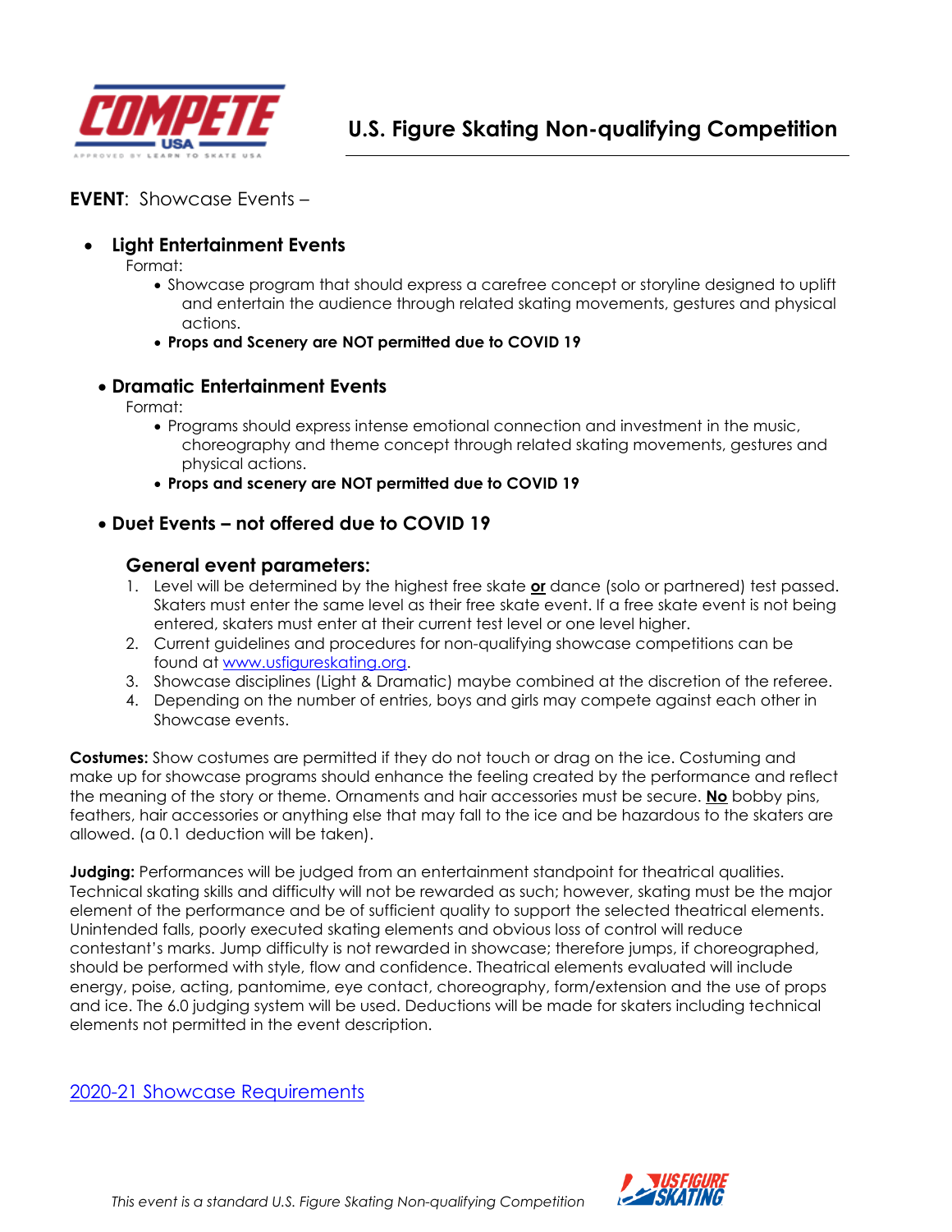## U.S. Figure Skating Non-qualifying Competition

**EVENT**: Showcase Events –

- **Light Entertainment Events**

  Format:
  - Showcase program that should express a carefree concept or storyline designed to uplift and entertain the audience through related skating movements, gestures and physical actions.
  - **Props and Scenery are NOT permitted due to COVID 19**

- **Dramatic Entertainment Events**

  Format:
  - Programs should express intense emotional connection and investment in the music, choreography and theme concept through related skating movements, gestures and physical actions.
  - **Props and scenery are NOT permitted due to COVID 19**

- **Duet Events – not offered due to COVID 19**

### General event parameters:

1. Level will be determined by the highest free skate **or** dance (solo or partnered) test passed. Skaters must enter the same level as their free skate event. If a free skate event is not being entered, skaters must enter at their current test level or one level higher.
2. Current guidelines and procedures for non-qualifying showcase competitions can be found at [www.usfigureskating.org](www.usfigureskating.org).
3. Showcase disciplines (Light & Dramatic) maybe combined at the discretion of the referee.
4. Depending on the number of entries, boys and girls may compete against each other in Showcase events.

**Costumes:** Show costumes are permitted if they do not touch or drag on the ice. Costuming and make up for showcase programs should enhance the feeling created by the performance and reflect the meaning of the story or theme. Ornaments and hair accessories must be secure. **No** bobby pins, feathers, hair accessories or anything else that may fall to the ice and be hazardous to the skaters are allowed. (a 0.1 deduction will be taken).

**Judging:** Performances will be judged from an entertainment standpoint for theatrical qualities. Technical skating skills and difficulty will not be rewarded as such; however, skating must be the major element of the performance and be of sufficient quality to support the selected theatrical elements. Unintended falls, poorly executed skating elements and obvious loss of control will reduce contestant's marks. Jump difficulty is not rewarded in showcase; therefore jumps, if choreographed, should be performed with style, flow and confidence. Theatrical elements evaluated will include energy, poise, acting, pantomime, eye contact, choreography, form/extension and the use of props and ice. The 6.0 judging system will be used. Deductions will be made for skaters including technical elements not permitted in the event description.

2020-21 Showcase Requirements

*This event is a standard U.S. Figure Skating Non-qualifying Competition*